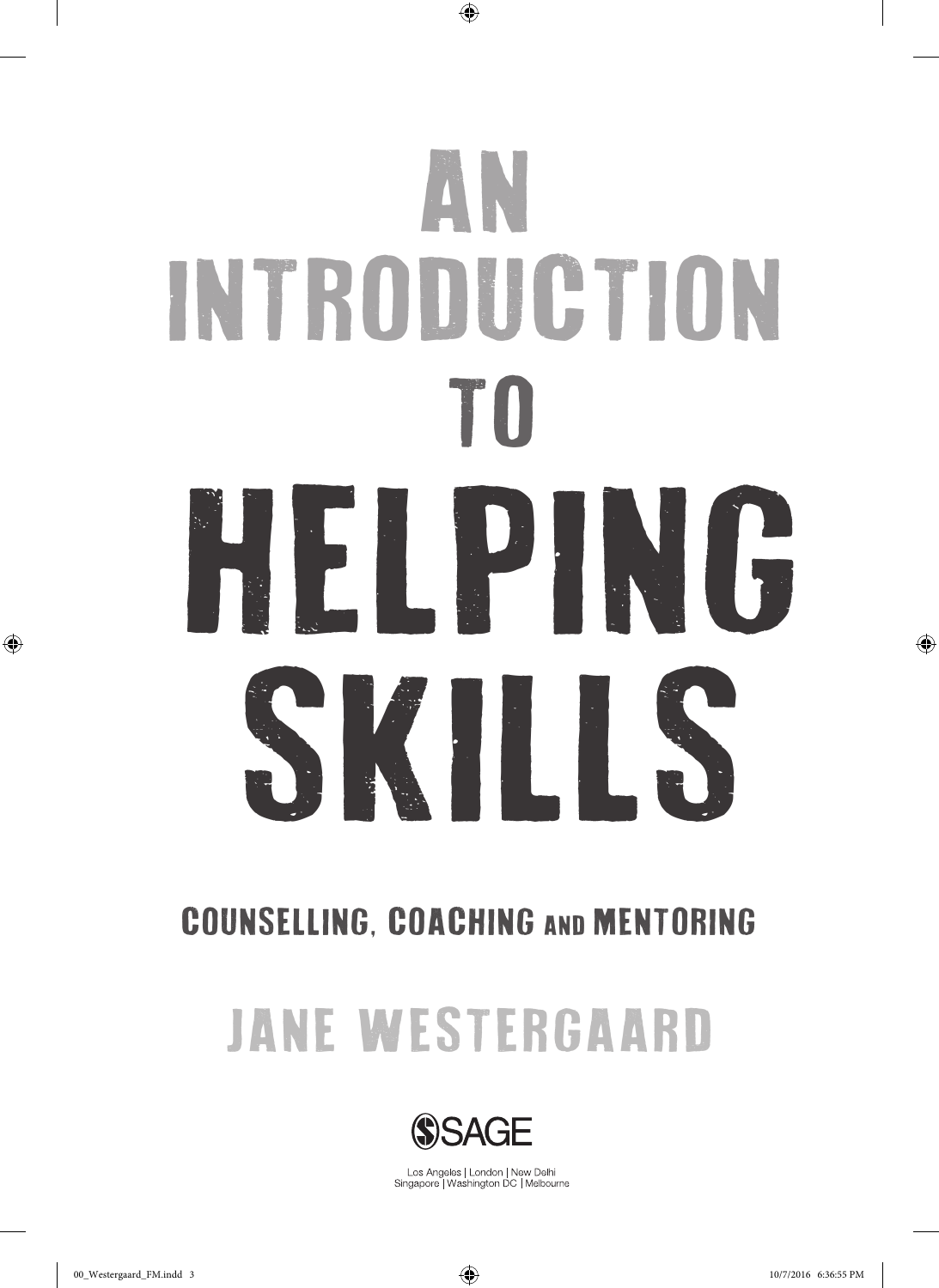# AN INTRODUCTION TO HELPING SKILLS

## COUNSELLING, COACHING AND MENTORING

**JANE WESTERGAARD**

SAGE

Los Angeles | London | New Delhi
Singapore | Washington DC | Melbourne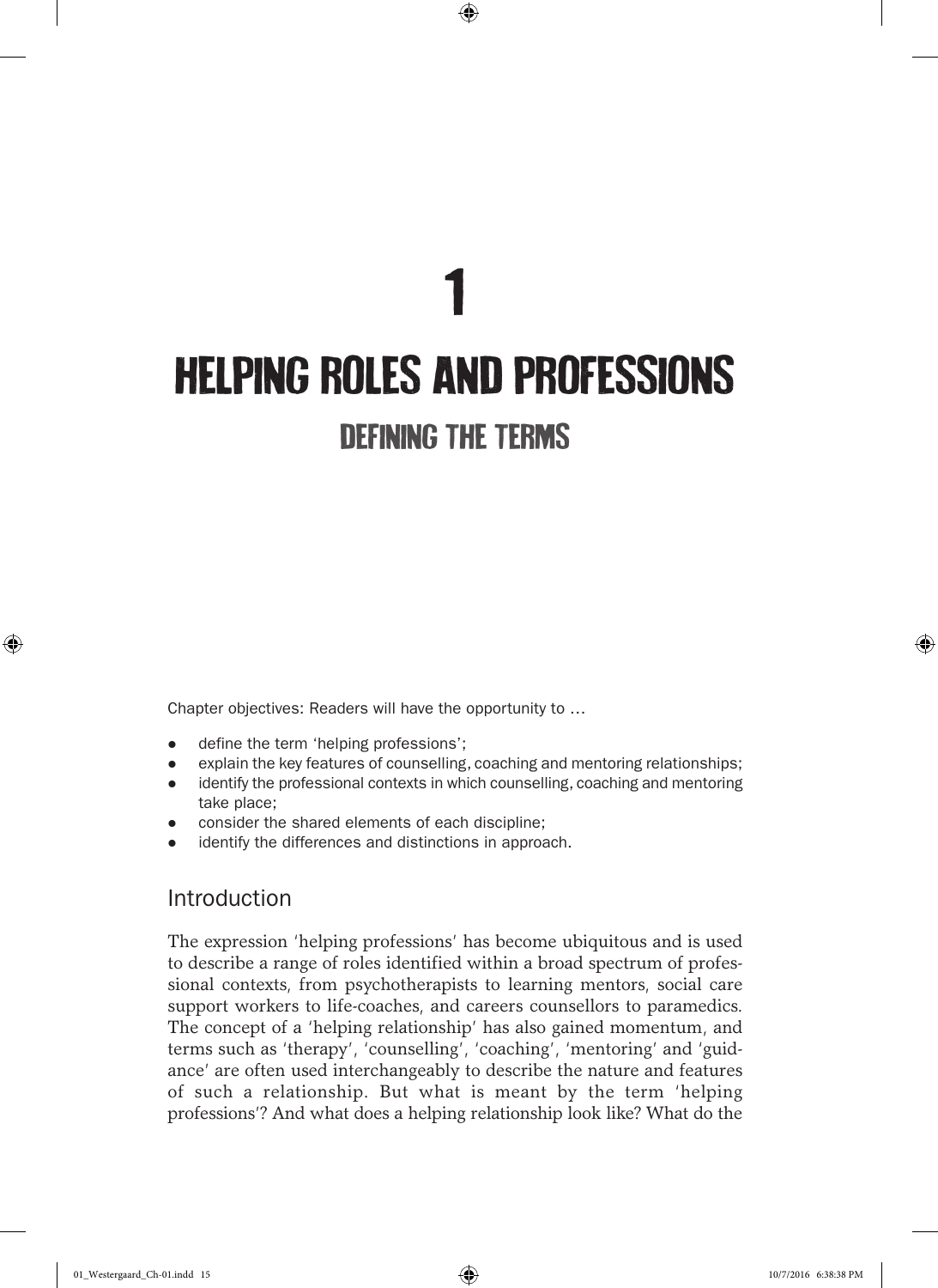# 1

# HELPING ROLES AND PROFESSIONS

## DEFINING THE TERMS

Chapter objectives: Readers will have the opportunity to …

- define the term 'helping professions';
- explain the key features of counselling, coaching and mentoring relationships;
- identify the professional contexts in which counselling, coaching and mentoring take place;
- consider the shared elements of each discipline;
- identify the differences and distinctions in approach.

## Introduction

The expression 'helping professions' has become ubiquitous and is used to describe a range of roles identified within a broad spectrum of professional contexts, from psychotherapists to learning mentors, social care support workers to life-coaches, and careers counsellors to paramedics. The concept of a 'helping relationship' has also gained momentum, and terms such as 'therapy', 'counselling', 'coaching', 'mentoring' and 'guidance' are often used interchangeably to describe the nature and features of such a relationship. But what is meant by the term 'helping professions'? And what does a helping relationship look like? What do the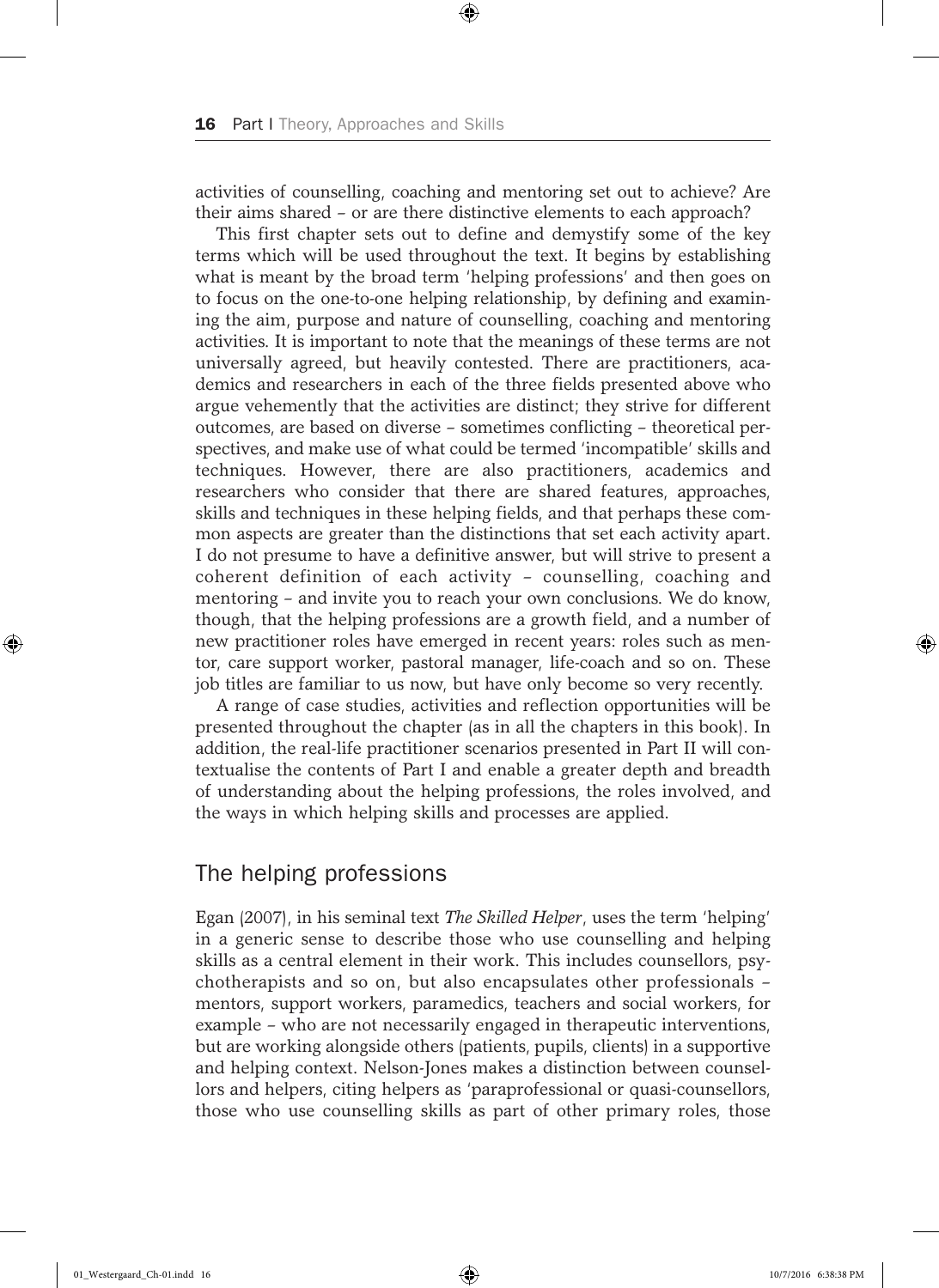activities of counselling, coaching and mentoring set out to achieve? Are their aims shared – or are there distinctive elements to each approach?

This first chapter sets out to define and demystify some of the key terms which will be used throughout the text. It begins by establishing what is meant by the broad term 'helping professions' and then goes on to focus on the one-to-one helping relationship, by defining and examining the aim, purpose and nature of counselling, coaching and mentoring activities. It is important to note that the meanings of these terms are not universally agreed, but heavily contested. There are practitioners, academics and researchers in each of the three fields presented above who argue vehemently that the activities are distinct; they strive for different outcomes, are based on diverse – sometimes conflicting – theoretical perspectives, and make use of what could be termed 'incompatible' skills and techniques. However, there are also practitioners, academics and researchers who consider that there are shared features, approaches, skills and techniques in these helping fields, and that perhaps these common aspects are greater than the distinctions that set each activity apart. I do not presume to have a definitive answer, but will strive to present a coherent definition of each activity – counselling, coaching and mentoring – and invite you to reach your own conclusions. We do know, though, that the helping professions are a growth field, and a number of new practitioner roles have emerged in recent years: roles such as mentor, care support worker, pastoral manager, life-coach and so on. These job titles are familiar to us now, but have only become so very recently.

A range of case studies, activities and reflection opportunities will be presented throughout the chapter (as in all the chapters in this book). In addition, the real-life practitioner scenarios presented in Part II will contextualise the contents of Part I and enable a greater depth and breadth of understanding about the helping professions, the roles involved, and the ways in which helping skills and processes are applied.

## The helping professions

Egan (2007), in his seminal text *The Skilled Helper*, uses the term 'helping' in a generic sense to describe those who use counselling and helping skills as a central element in their work. This includes counsellors, psychotherapists and so on, but also encapsulates other professionals – mentors, support workers, paramedics, teachers and social workers, for example – who are not necessarily engaged in therapeutic interventions, but are working alongside others (patients, pupils, clients) in a supportive and helping context. Nelson-Jones makes a distinction between counsellors and helpers, citing helpers as 'paraprofessional or quasi-counsellors, those who use counselling skills as part of other primary roles, those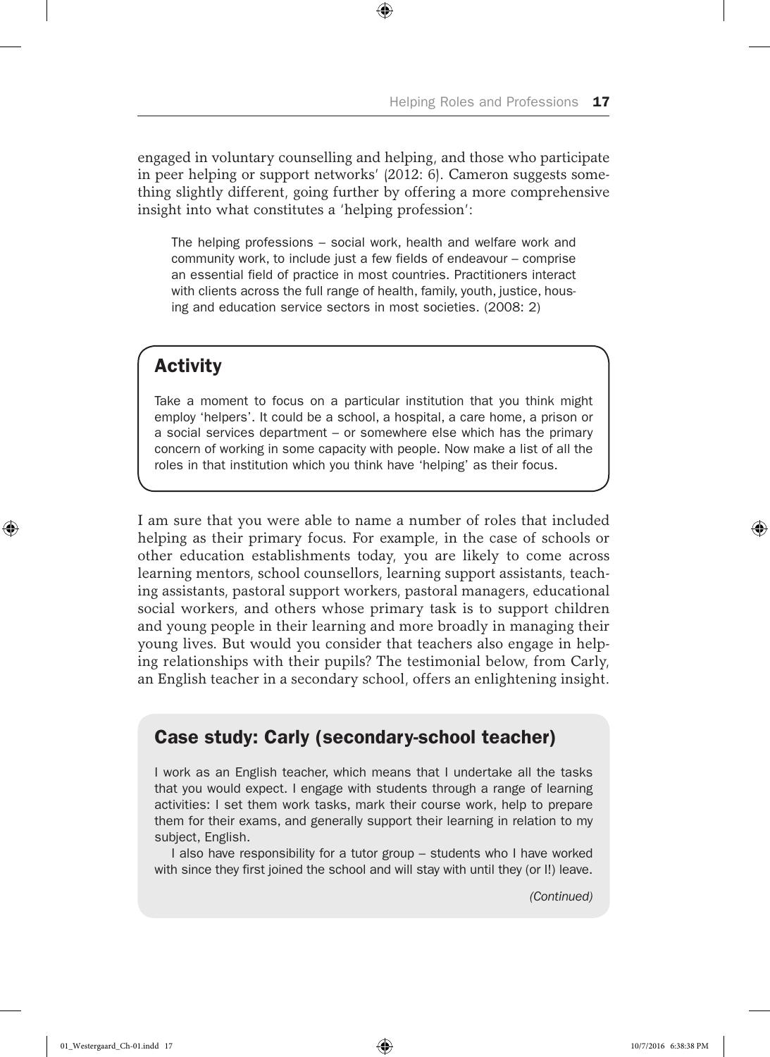engaged in voluntary counselling and helping, and those who participate in peer helping or support networks' (2012: 6). Cameron suggests something slightly different, going further by offering a more comprehensive insight into what constitutes a 'helping profession':

> The helping professions – social work, health and welfare work and community work, to include just a few fields of endeavour – comprise an essential field of practice in most countries. Practitioners interact with clients across the full range of health, family, youth, justice, housing and education service sectors in most societies. (2008: 2)

## Activity

Take a moment to focus on a particular institution that you think might employ 'helpers'. It could be a school, a hospital, a care home, a prison or a social services department – or somewhere else which has the primary concern of working in some capacity with people. Now make a list of all the roles in that institution which you think have 'helping' as their focus.

I am sure that you were able to name a number of roles that included helping as their primary focus. For example, in the case of schools or other education establishments today, you are likely to come across learning mentors, school counsellors, learning support assistants, teaching assistants, pastoral support workers, pastoral managers, educational social workers, and others whose primary task is to support children and young people in their learning and more broadly in managing their young lives. But would you consider that teachers also engage in helping relationships with their pupils? The testimonial below, from Carly, an English teacher in a secondary school, offers an enlightening insight.

## Case study: Carly (secondary-school teacher)

I work as an English teacher, which means that I undertake all the tasks that you would expect. I engage with students through a range of learning activities: I set them work tasks, mark their course work, help to prepare them for their exams, and generally support their learning in relation to my subject, English.

I also have responsibility for a tutor group – students who I have worked with since they first joined the school and will stay with until they (or I!) leave.

*(Continued)*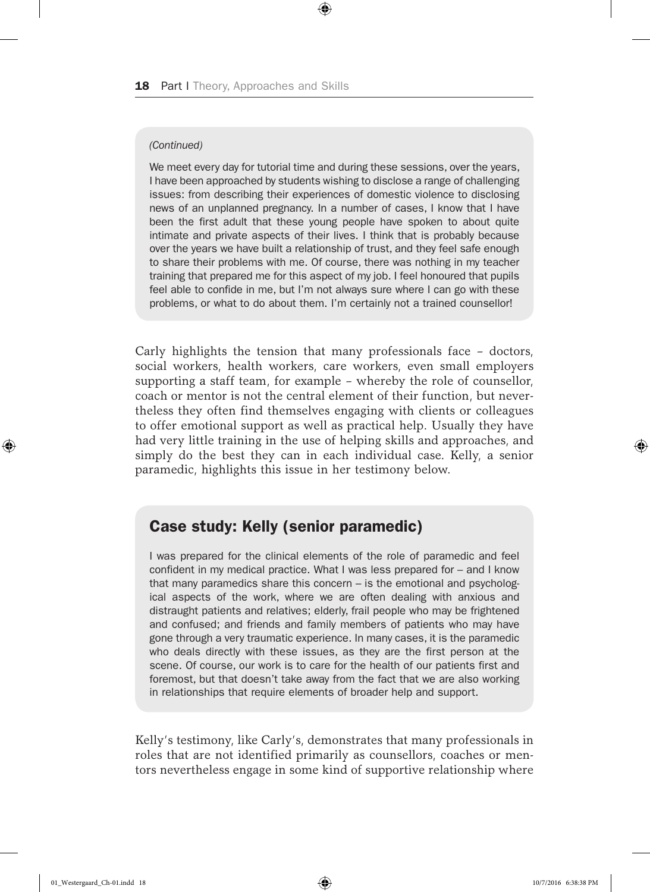*(Continued)*

We meet every day for tutorial time and during these sessions, over the years, I have been approached by students wishing to disclose a range of challenging issues: from describing their experiences of domestic violence to disclosing news of an unplanned pregnancy. In a number of cases, I know that I have been the first adult that these young people have spoken to about quite intimate and private aspects of their lives. I think that is probably because over the years we have built a relationship of trust, and they feel safe enough to share their problems with me. Of course, there was nothing in my teacher training that prepared me for this aspect of my job. I feel honoured that pupils feel able to confide in me, but I'm not always sure where I can go with these problems, or what to do about them. I'm certainly not a trained counsellor!

Carly highlights the tension that many professionals face – doctors, social workers, health workers, care workers, even small employers supporting a staff team, for example – whereby the role of counsellor, coach or mentor is not the central element of their function, but nevertheless they often find themselves engaging with clients or colleagues to offer emotional support as well as practical help. Usually they have had very little training in the use of helping skills and approaches, and simply do the best they can in each individual case. Kelly, a senior paramedic, highlights this issue in her testimony below.

## Case study: Kelly (senior paramedic)

I was prepared for the clinical elements of the role of paramedic and feel confident in my medical practice. What I was less prepared for – and I know that many paramedics share this concern – is the emotional and psychological aspects of the work, where we are often dealing with anxious and distraught patients and relatives; elderly, frail people who may be frightened and confused; and friends and family members of patients who may have gone through a very traumatic experience. In many cases, it is the paramedic who deals directly with these issues, as they are the first person at the scene. Of course, our work is to care for the health of our patients first and foremost, but that doesn't take away from the fact that we are also working in relationships that require elements of broader help and support.

Kelly's testimony, like Carly's, demonstrates that many professionals in roles that are not identified primarily as counsellors, coaches or mentors nevertheless engage in some kind of supportive relationship where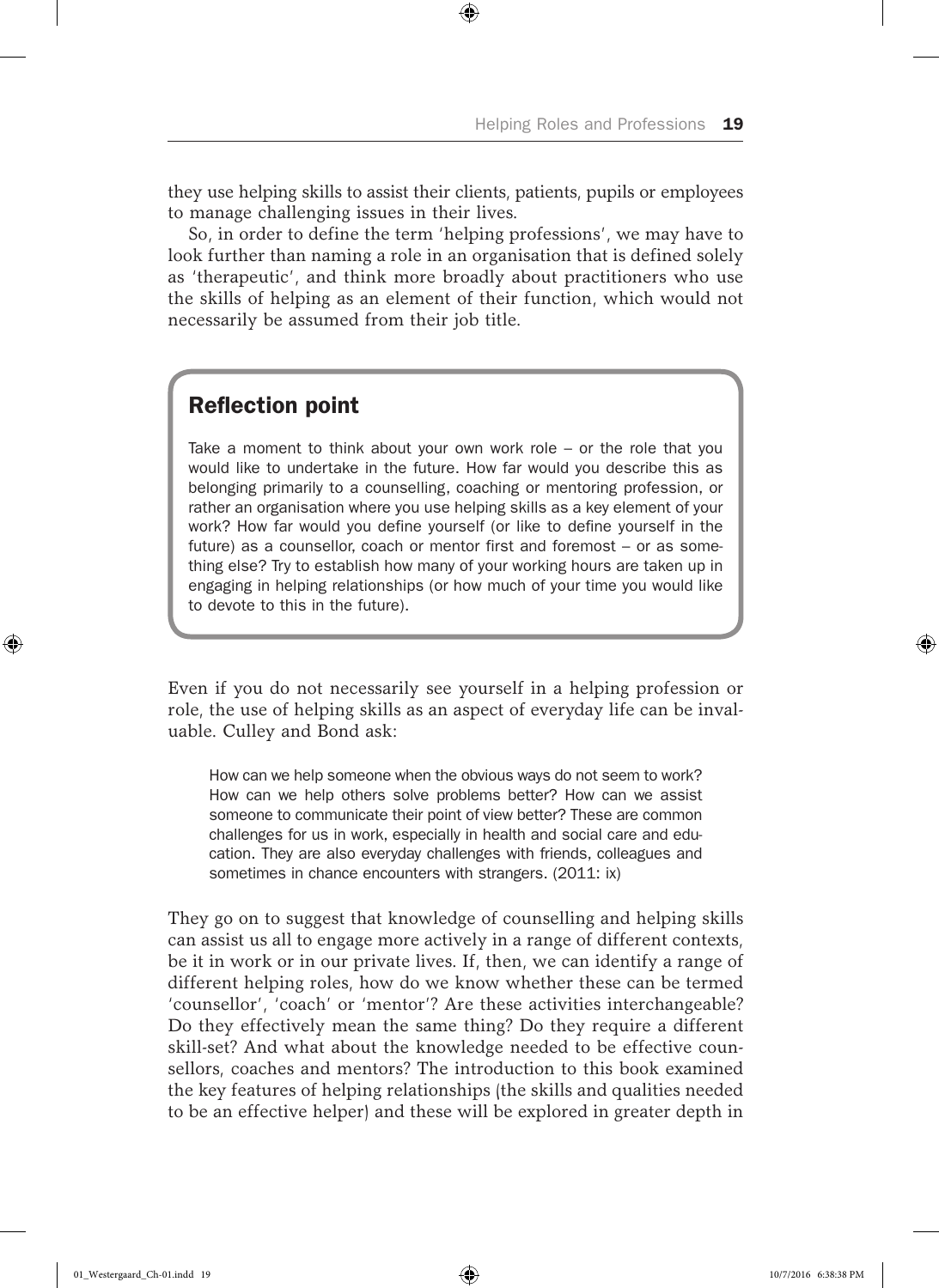they use helping skills to assist their clients, patients, pupils or employees to manage challenging issues in their lives.

So, in order to define the term 'helping professions', we may have to look further than naming a role in an organisation that is defined solely as 'therapeutic', and think more broadly about practitioners who use the skills of helping as an element of their function, which would not necessarily be assumed from their job title.

> ### Reflection point
>
> Take a moment to think about your own work role – or the role that you would like to undertake in the future. How far would you describe this as belonging primarily to a counselling, coaching or mentoring profession, or rather an organisation where you use helping skills as a key element of your work? How far would you define yourself (or like to define yourself in the future) as a counsellor, coach or mentor first and foremost – or as something else? Try to establish how many of your working hours are taken up in engaging in helping relationships (or how much of your time you would like to devote to this in the future).

Even if you do not necessarily see yourself in a helping profession or role, the use of helping skills as an aspect of everyday life can be invaluable. Culley and Bond ask:

> How can we help someone when the obvious ways do not seem to work? How can we help others solve problems better? How can we assist someone to communicate their point of view better? These are common challenges for us in work, especially in health and social care and education. They are also everyday challenges with friends, colleagues and sometimes in chance encounters with strangers. (2011: ix)

They go on to suggest that knowledge of counselling and helping skills can assist us all to engage more actively in a range of different contexts, be it in work or in our private lives. If, then, we can identify a range of different helping roles, how do we know whether these can be termed 'counsellor', 'coach' or 'mentor'? Are these activities interchangeable? Do they effectively mean the same thing? Do they require a different skill-set? And what about the knowledge needed to be effective counsellors, coaches and mentors? The introduction to this book examined the key features of helping relationships (the skills and qualities needed to be an effective helper) and these will be explored in greater depth in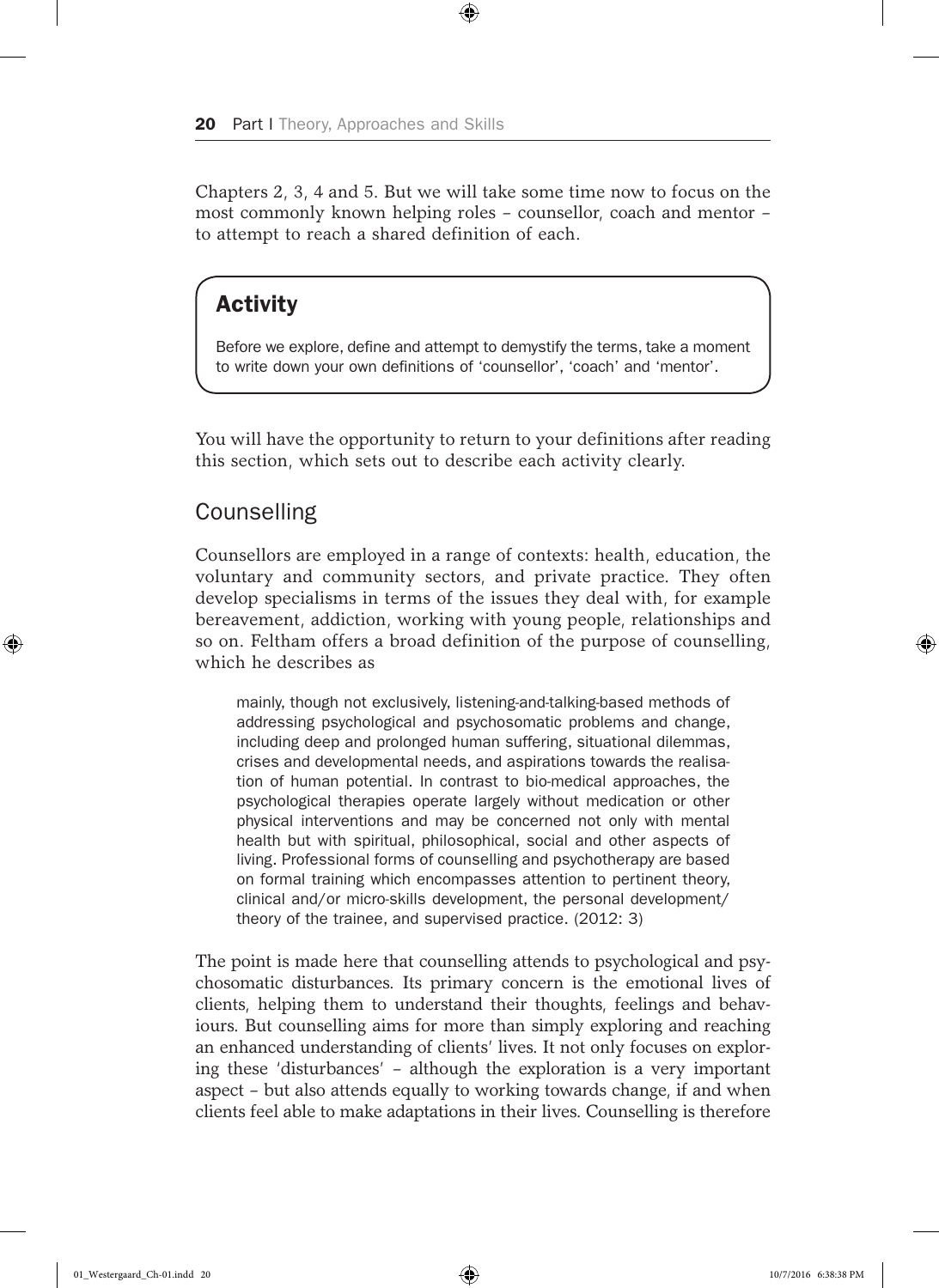Chapters 2, 3, 4 and 5. But we will take some time now to focus on the most commonly known helping roles – counsellor, coach and mentor – to attempt to reach a shared definition of each.

> **Activity**
>
> Before we explore, define and attempt to demystify the terms, take a moment to write down your own definitions of 'counsellor', 'coach' and 'mentor'.

You will have the opportunity to return to your definitions after reading this section, which sets out to describe each activity clearly.

## Counselling

Counsellors are employed in a range of contexts: health, education, the voluntary and community sectors, and private practice. They often develop specialisms in terms of the issues they deal with, for example bereavement, addiction, working with young people, relationships and so on. Feltham offers a broad definition of the purpose of counselling, which he describes as

> mainly, though not exclusively, listening-and-talking-based methods of addressing psychological and psychosomatic problems and change, including deep and prolonged human suffering, situational dilemmas, crises and developmental needs, and aspirations towards the realisation of human potential. In contrast to bio-medical approaches, the psychological therapies operate largely without medication or other physical interventions and may be concerned not only with mental health but with spiritual, philosophical, social and other aspects of living. Professional forms of counselling and psychotherapy are based on formal training which encompasses attention to pertinent theory, clinical and/or micro-skills development, the personal development/theory of the trainee, and supervised practice. (2012: 3)

The point is made here that counselling attends to psychological and psychosomatic disturbances. Its primary concern is the emotional lives of clients, helping them to understand their thoughts, feelings and behaviours. But counselling aims for more than simply exploring and reaching an enhanced understanding of clients' lives. It not only focuses on exploring these 'disturbances' – although the exploration is a very important aspect – but also attends equally to working towards change, if and when clients feel able to make adaptations in their lives. Counselling is therefore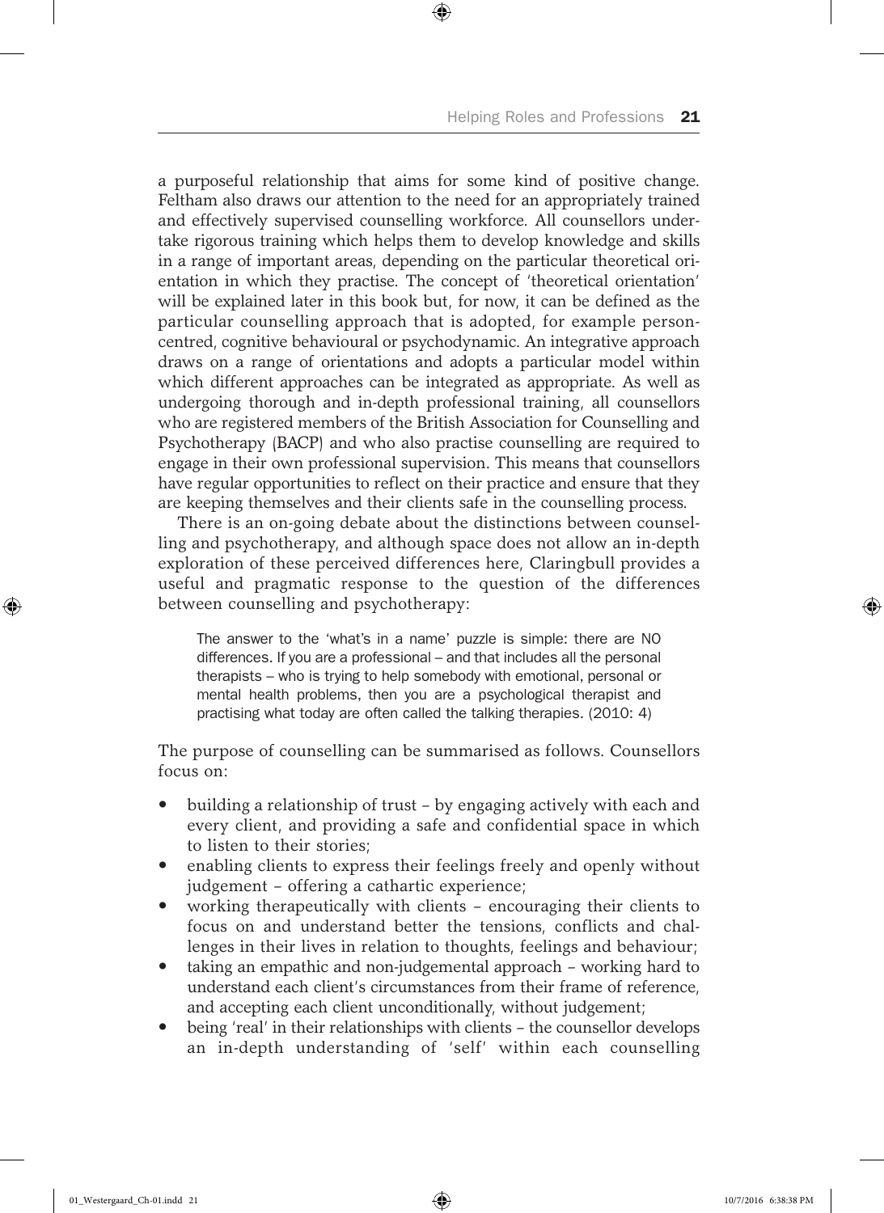a purposeful relationship that aims for some kind of positive change. Feltham also draws our attention to the need for an appropriately trained and effectively supervised counselling workforce. All counsellors undertake rigorous training which helps them to develop knowledge and skills in a range of important areas, depending on the particular theoretical orientation in which they practise. The concept of 'theoretical orientation' will be explained later in this book but, for now, it can be defined as the particular counselling approach that is adopted, for example person-centred, cognitive behavioural or psychodynamic. An integrative approach draws on a range of orientations and adopts a particular model within which different approaches can be integrated as appropriate. As well as undergoing thorough and in-depth professional training, all counsellors who are registered members of the British Association for Counselling and Psychotherapy (BACP) and who also practise counselling are required to engage in their own professional supervision. This means that counsellors have regular opportunities to reflect on their practice and ensure that they are keeping themselves and their clients safe in the counselling process.

There is an on-going debate about the distinctions between counselling and psychotherapy, and although space does not allow an in-depth exploration of these perceived differences here, Claringbull provides a useful and pragmatic response to the question of the differences between counselling and psychotherapy:

> The answer to the 'what's in a name' puzzle is simple: there are NO differences. If you are a professional – and that includes all the personal therapists – who is trying to help somebody with emotional, personal or mental health problems, then you are a psychological therapist and practising what today are often called the talking therapies. (2010: 4)

The purpose of counselling can be summarised as follows. Counsellors focus on:

- building a relationship of trust – by engaging actively with each and every client, and providing a safe and confidential space in which to listen to their stories;
- enabling clients to express their feelings freely and openly without judgement – offering a cathartic experience;
- working therapeutically with clients – encouraging their clients to focus on and understand better the tensions, conflicts and challenges in their lives in relation to thoughts, feelings and behaviour;
- taking an empathic and non-judgemental approach – working hard to understand each client's circumstances from their frame of reference, and accepting each client unconditionally, without judgement;
- being 'real' in their relationships with clients – the counsellor develops an in-depth understanding of 'self' within each counselling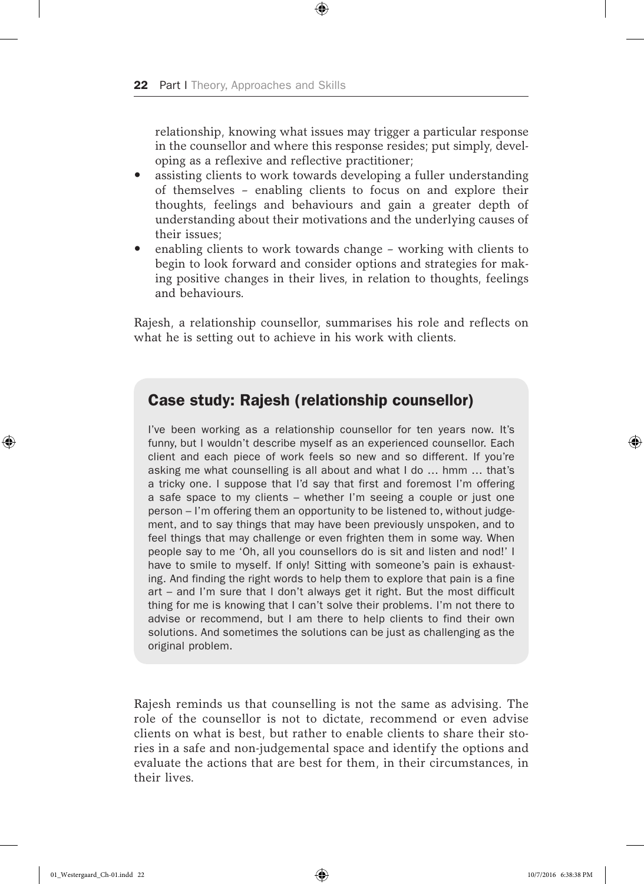relationship, knowing what issues may trigger a particular response in the counsellor and where this response resides; put simply, developing as a reflexive and reflective practitioner;

- assisting clients to work towards developing a fuller understanding of themselves – enabling clients to focus on and explore their thoughts, feelings and behaviours and gain a greater depth of understanding about their motivations and the underlying causes of their issues;
- enabling clients to work towards change – working with clients to begin to look forward and consider options and strategies for making positive changes in their lives, in relation to thoughts, feelings and behaviours.

Rajesh, a relationship counsellor, summarises his role and reflects on what he is setting out to achieve in his work with clients.

## Case study: Rajesh (relationship counsellor)

I've been working as a relationship counsellor for ten years now. It's funny, but I wouldn't describe myself as an experienced counsellor. Each client and each piece of work feels so new and so different. If you're asking me what counselling is all about and what I do … hmm … that's a tricky one. I suppose that I'd say that first and foremost I'm offering a safe space to my clients – whether I'm seeing a couple or just one person – I'm offering them an opportunity to be listened to, without judgement, and to say things that may have been previously unspoken, and to feel things that may challenge or even frighten them in some way. When people say to me 'Oh, all you counsellors do is sit and listen and nod!' I have to smile to myself. If only! Sitting with someone's pain is exhausting. And finding the right words to help them to explore that pain is a fine art – and I'm sure that I don't always get it right. But the most difficult thing for me is knowing that I can't solve their problems. I'm not there to advise or recommend, but I am there to help clients to find their own solutions. And sometimes the solutions can be just as challenging as the original problem.

Rajesh reminds us that counselling is not the same as advising. The role of the counsellor is not to dictate, recommend or even advise clients on what is best, but rather to enable clients to share their stories in a safe and non-judgemental space and identify the options and evaluate the actions that are best for them, in their circumstances, in their lives.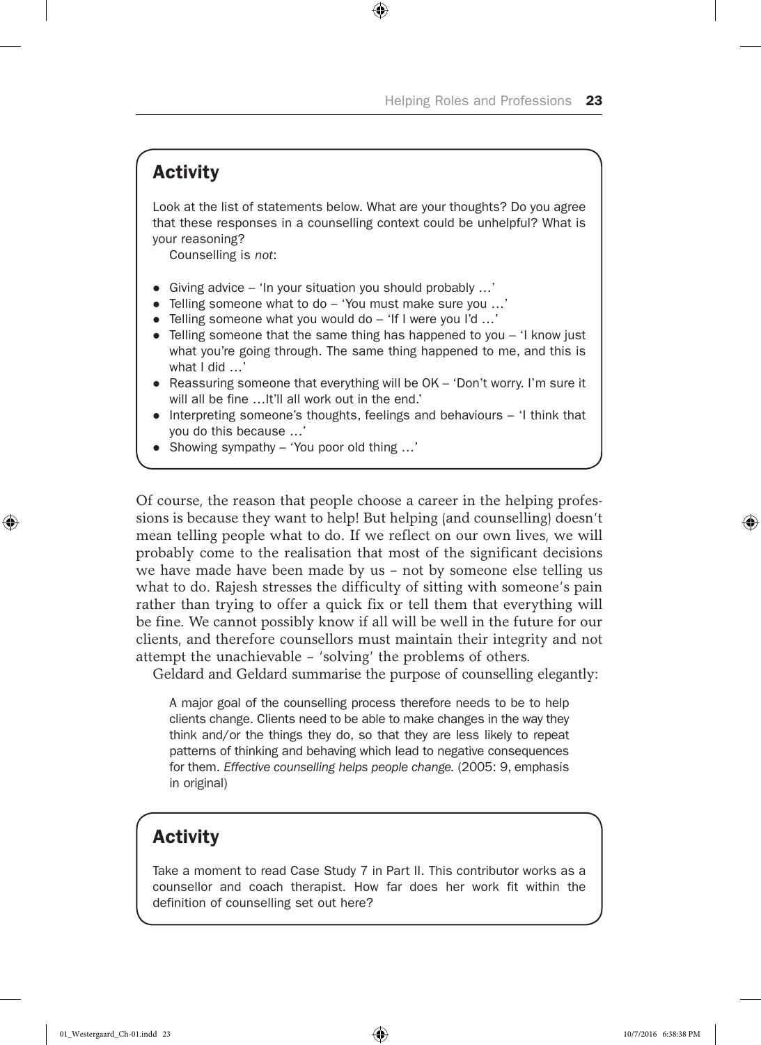## Activity

Look at the list of statements below. What are your thoughts? Do you agree that these responses in a counselling context could be unhelpful? What is your reasoning?

Counselling is *not*:

- Giving advice – 'In your situation you should probably …'
- Telling someone what to do – 'You must make sure you …'
- Telling someone what you would do – 'If I were you I'd …'
- Telling someone that the same thing has happened to you – 'I know just what you're going through. The same thing happened to me, and this is what I did …'
- Reassuring someone that everything will be OK – 'Don't worry. I'm sure it will all be fine …It'll all work out in the end.'
- Interpreting someone's thoughts, feelings and behaviours – 'I think that you do this because …'
- Showing sympathy – 'You poor old thing …'

Of course, the reason that people choose a career in the helping professions is because they want to help! But helping (and counselling) doesn't mean telling people what to do. If we reflect on our own lives, we will probably come to the realisation that most of the significant decisions we have made have been made by us – not by someone else telling us what to do. Rajesh stresses the difficulty of sitting with someone's pain rather than trying to offer a quick fix or tell them that everything will be fine. We cannot possibly know if all will be well in the future for our clients, and therefore counsellors must maintain their integrity and not attempt the unachievable – 'solving' the problems of others.

Geldard and Geldard summarise the purpose of counselling elegantly:

> A major goal of the counselling process therefore needs to be to help clients change. Clients need to be able to make changes in the way they think and/or the things they do, so that they are less likely to repeat patterns of thinking and behaving which lead to negative consequences for them. *Effective counselling helps people change.* (2005: 9, emphasis in original)

## Activity

Take a moment to read Case Study 7 in Part II. This contributor works as a counsellor and coach therapist. How far does her work fit within the definition of counselling set out here?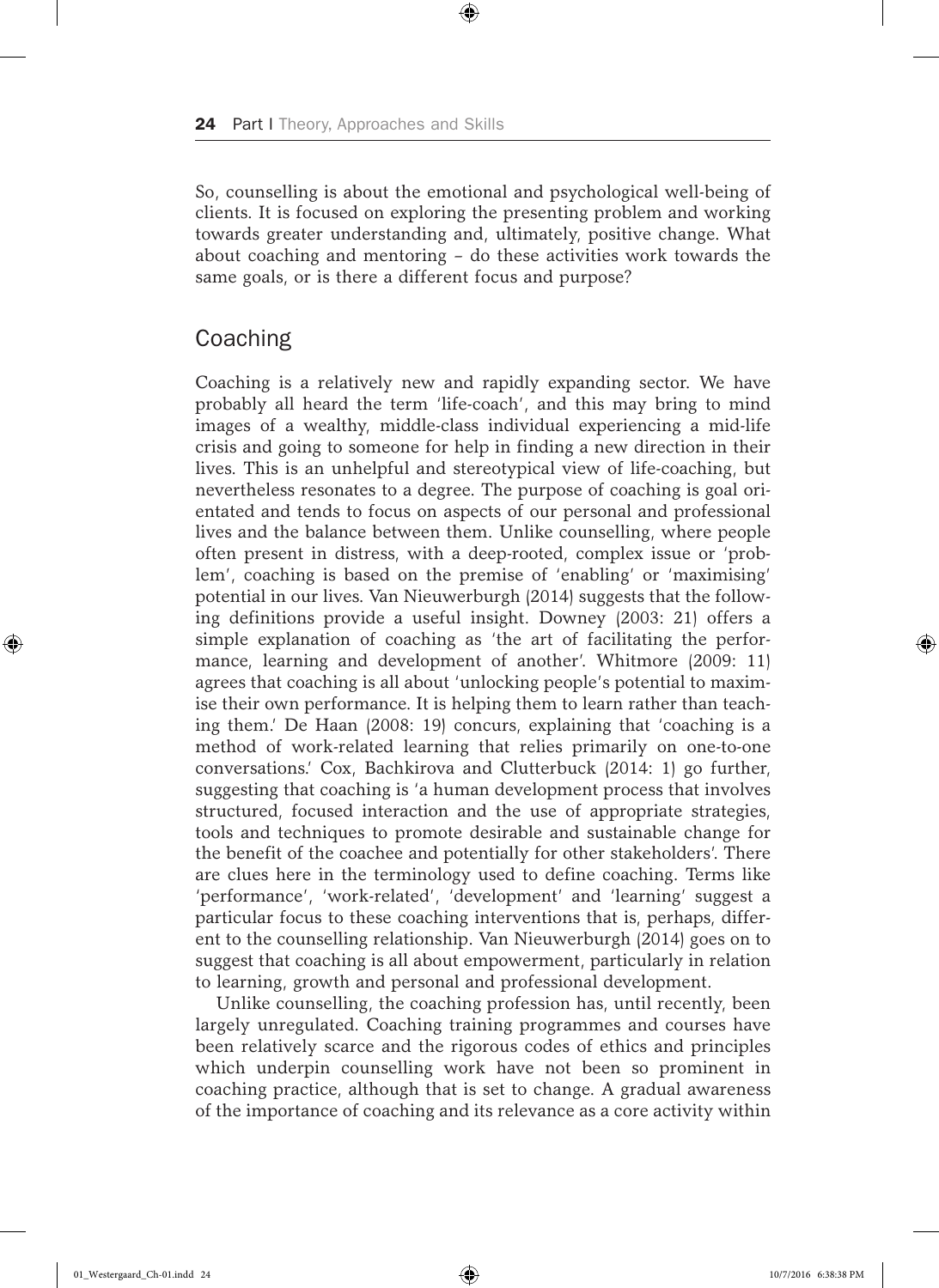So, counselling is about the emotional and psychological well-being of clients. It is focused on exploring the presenting problem and working towards greater understanding and, ultimately, positive change. What about coaching and mentoring – do these activities work towards the same goals, or is there a different focus and purpose?

## Coaching

Coaching is a relatively new and rapidly expanding sector. We have probably all heard the term 'life-coach', and this may bring to mind images of a wealthy, middle-class individual experiencing a mid-life crisis and going to someone for help in finding a new direction in their lives. This is an unhelpful and stereotypical view of life-coaching, but nevertheless resonates to a degree. The purpose of coaching is goal orientated and tends to focus on aspects of our personal and professional lives and the balance between them. Unlike counselling, where people often present in distress, with a deep-rooted, complex issue or 'problem', coaching is based on the premise of 'enabling' or 'maximising' potential in our lives. Van Nieuwerburgh (2014) suggests that the following definitions provide a useful insight. Downey (2003: 21) offers a simple explanation of coaching as 'the art of facilitating the performance, learning and development of another'. Whitmore (2009: 11) agrees that coaching is all about 'unlocking people's potential to maximise their own performance. It is helping them to learn rather than teaching them.' De Haan (2008: 19) concurs, explaining that 'coaching is a method of work-related learning that relies primarily on one-to-one conversations.' Cox, Bachkirova and Clutterbuck (2014: 1) go further, suggesting that coaching is 'a human development process that involves structured, focused interaction and the use of appropriate strategies, tools and techniques to promote desirable and sustainable change for the benefit of the coachee and potentially for other stakeholders'. There are clues here in the terminology used to define coaching. Terms like 'performance', 'work-related', 'development' and 'learning' suggest a particular focus to these coaching interventions that is, perhaps, different to the counselling relationship. Van Nieuwerburgh (2014) goes on to suggest that coaching is all about empowerment, particularly in relation to learning, growth and personal and professional development.

Unlike counselling, the coaching profession has, until recently, been largely unregulated. Coaching training programmes and courses have been relatively scarce and the rigorous codes of ethics and principles which underpin counselling work have not been so prominent in coaching practice, although that is set to change. A gradual awareness of the importance of coaching and its relevance as a core activity within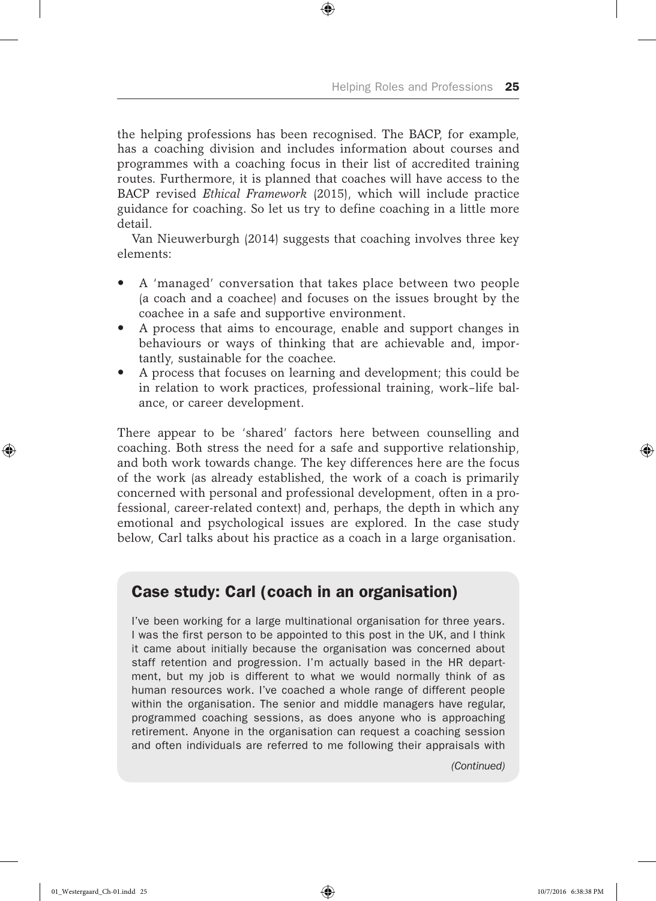the helping professions has been recognised. The BACP, for example, has a coaching division and includes information about courses and programmes with a coaching focus in their list of accredited training routes. Furthermore, it is planned that coaches will have access to the BACP revised *Ethical Framework* (2015), which will include practice guidance for coaching. So let us try to define coaching in a little more detail.

Van Nieuwerburgh (2014) suggests that coaching involves three key elements:

- A 'managed' conversation that takes place between two people (a coach and a coachee) and focuses on the issues brought by the coachee in a safe and supportive environment.
- A process that aims to encourage, enable and support changes in behaviours or ways of thinking that are achievable and, importantly, sustainable for the coachee.
- A process that focuses on learning and development; this could be in relation to work practices, professional training, work–life balance, or career development.

There appear to be 'shared' factors here between counselling and coaching. Both stress the need for a safe and supportive relationship, and both work towards change. The key differences here are the focus of the work (as already established, the work of a coach is primarily concerned with personal and professional development, often in a professional, career-related context) and, perhaps, the depth in which any emotional and psychological issues are explored. In the case study below, Carl talks about his practice as a coach in a large organisation.

## Case study: Carl (coach in an organisation)

I've been working for a large multinational organisation for three years. I was the first person to be appointed to this post in the UK, and I think it came about initially because the organisation was concerned about staff retention and progression. I'm actually based in the HR department, but my job is different to what we would normally think of as human resources work. I've coached a whole range of different people within the organisation. The senior and middle managers have regular, programmed coaching sessions, as does anyone who is approaching retirement. Anyone in the organisation can request a coaching session and often individuals are referred to me following their appraisals with

*(Continued)*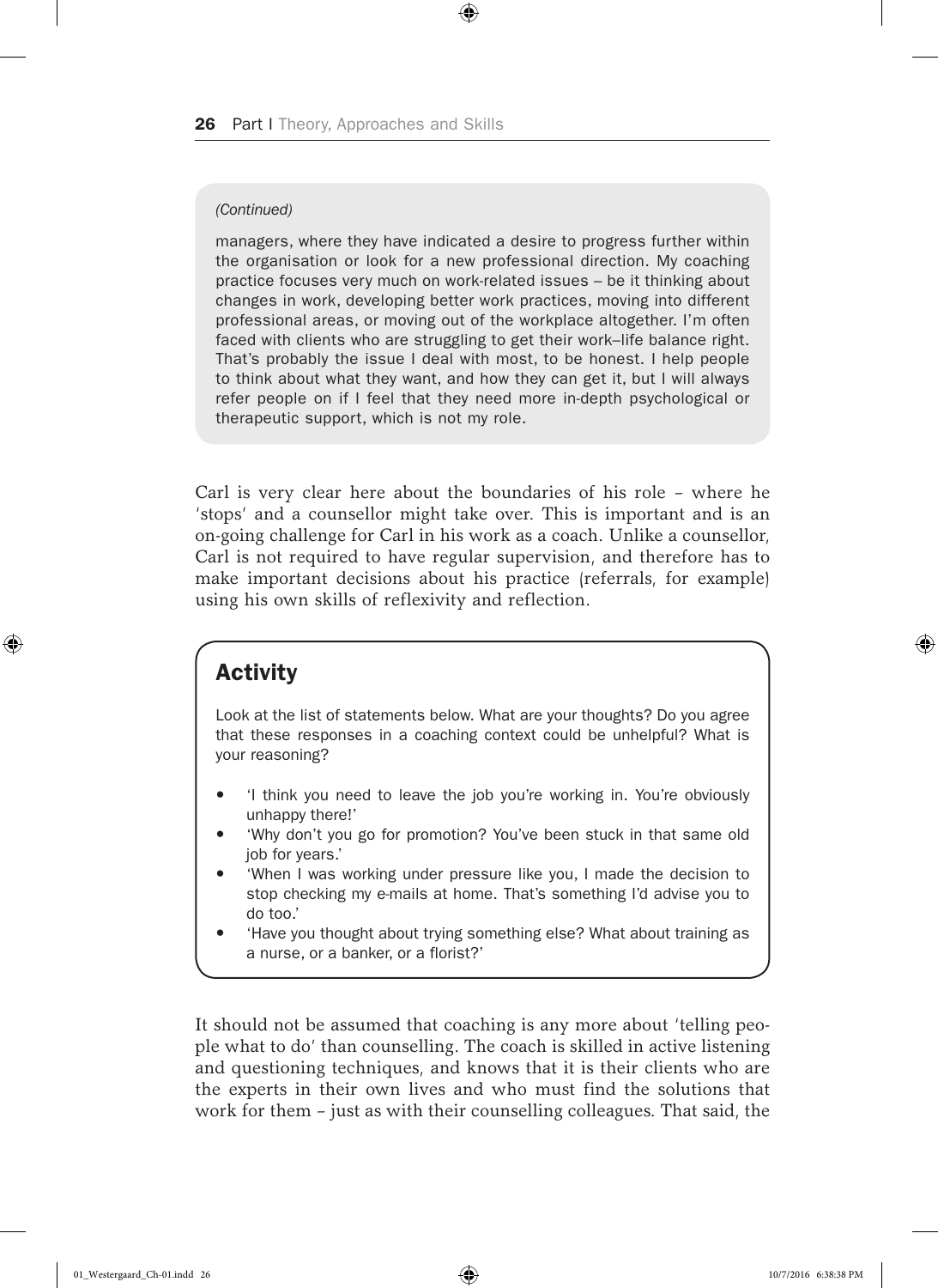*(Continued)*

managers, where they have indicated a desire to progress further within the organisation or look for a new professional direction. My coaching practice focuses very much on work-related issues – be it thinking about changes in work, developing better work practices, moving into different professional areas, or moving out of the workplace altogether. I'm often faced with clients who are struggling to get their work–life balance right. That's probably the issue I deal with most, to be honest. I help people to think about what they want, and how they can get it, but I will always refer people on if I feel that they need more in-depth psychological or therapeutic support, which is not my role.

Carl is very clear here about the boundaries of his role – where he 'stops' and a counsellor might take over. This is important and is an on-going challenge for Carl in his work as a coach. Unlike a counsellor, Carl is not required to have regular supervision, and therefore has to make important decisions about his practice (referrals, for example) using his own skills of reflexivity and reflection.

## Activity

Look at the list of statements below. What are your thoughts? Do you agree that these responses in a coaching context could be unhelpful? What is your reasoning?

- 'I think you need to leave the job you're working in. You're obviously unhappy there!'
- 'Why don't you go for promotion? You've been stuck in that same old job for years.'
- 'When I was working under pressure like you, I made the decision to stop checking my e-mails at home. That's something I'd advise you to do too.'
- 'Have you thought about trying something else? What about training as a nurse, or a banker, or a florist?'

It should not be assumed that coaching is any more about 'telling people what to do' than counselling. The coach is skilled in active listening and questioning techniques, and knows that it is their clients who are the experts in their own lives and who must find the solutions that work for them – just as with their counselling colleagues. That said, the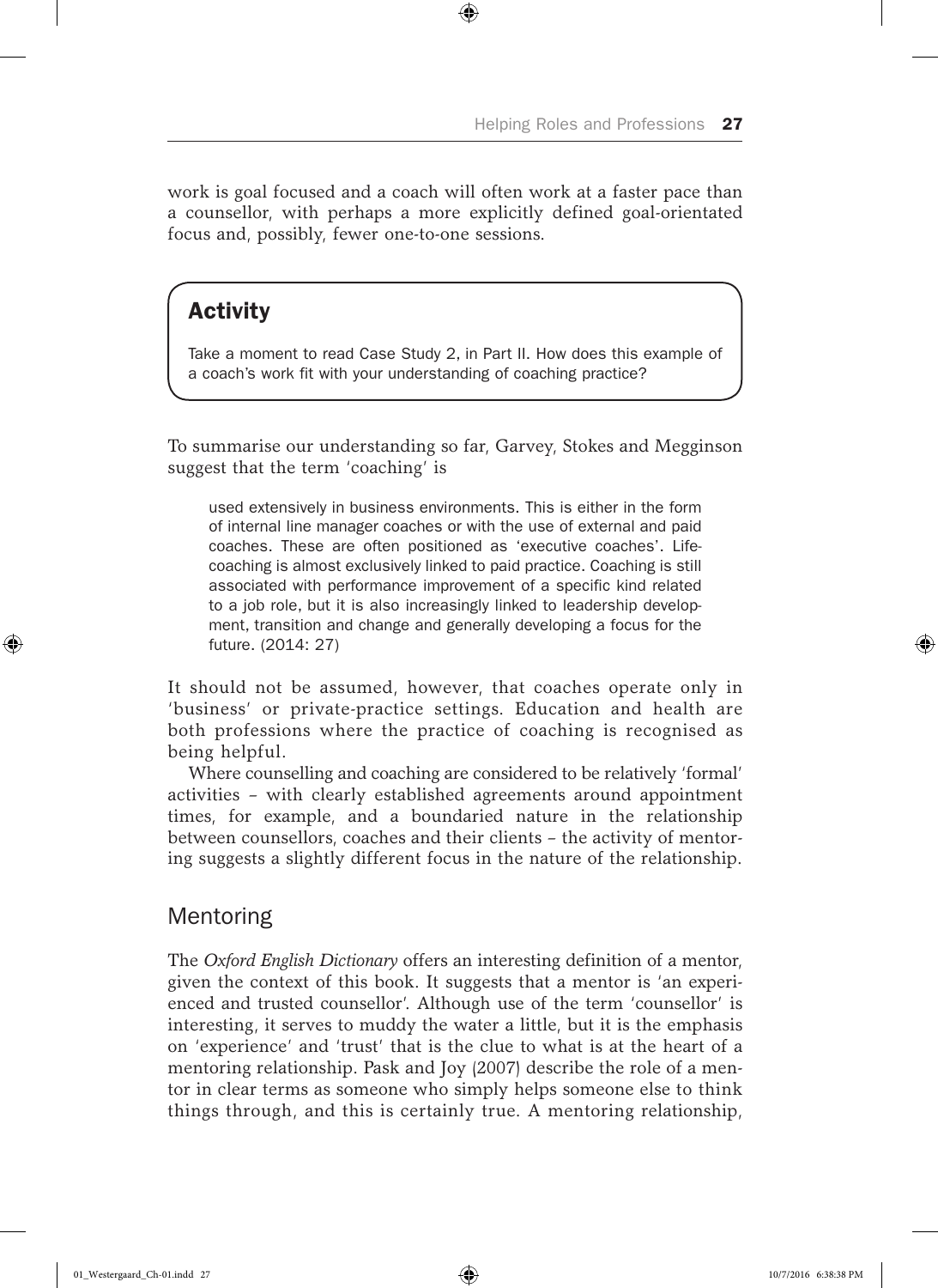work is goal focused and a coach will often work at a faster pace than a counsellor, with perhaps a more explicitly defined goal-orientated focus and, possibly, fewer one-to-one sessions.

> ### Activity
>
> Take a moment to read Case Study 2, in Part II. How does this example of a coach's work fit with your understanding of coaching practice?

To summarise our understanding so far, Garvey, Stokes and Megginson suggest that the term 'coaching' is

> used extensively in business environments. This is either in the form of internal line manager coaches or with the use of external and paid coaches. These are often positioned as 'executive coaches'. Life-coaching is almost exclusively linked to paid practice. Coaching is still associated with performance improvement of a specific kind related to a job role, but it is also increasingly linked to leadership development, transition and change and generally developing a focus for the future. (2014: 27)

It should not be assumed, however, that coaches operate only in 'business' or private-practice settings. Education and health are both professions where the practice of coaching is recognised as being helpful.

Where counselling and coaching are considered to be relatively 'formal' activities – with clearly established agreements around appointment times, for example, and a boundaried nature in the relationship between counsellors, coaches and their clients – the activity of mentoring suggests a slightly different focus in the nature of the relationship.

## Mentoring

The *Oxford English Dictionary* offers an interesting definition of a mentor, given the context of this book. It suggests that a mentor is 'an experienced and trusted counsellor'. Although use of the term 'counsellor' is interesting, it serves to muddy the water a little, but it is the emphasis on 'experience' and 'trust' that is the clue to what is at the heart of a mentoring relationship. Pask and Joy (2007) describe the role of a mentor in clear terms as someone who simply helps someone else to think things through, and this is certainly true. A mentoring relationship,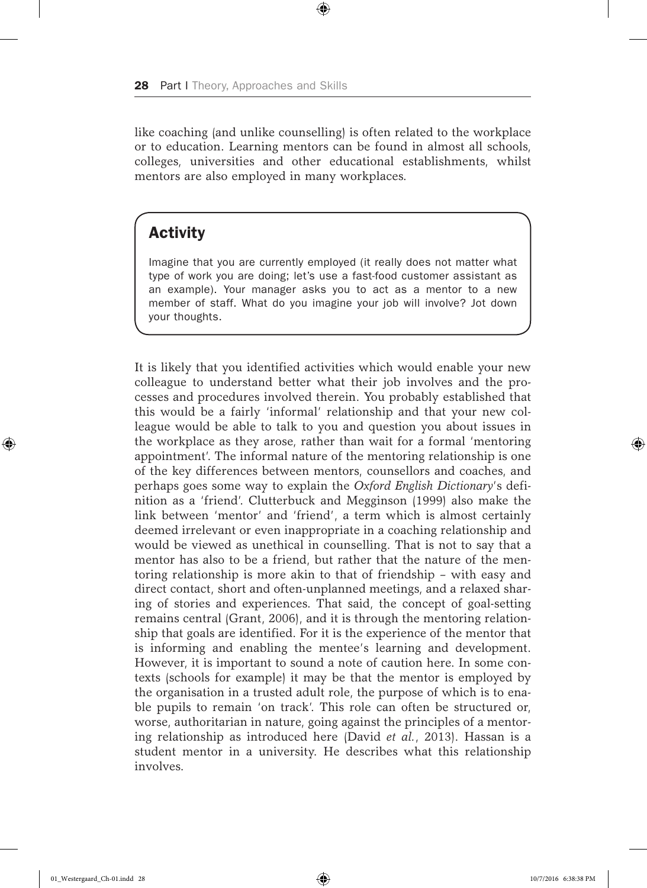like coaching (and unlike counselling) is often related to the workplace or to education. Learning mentors can be found in almost all schools, colleges, universities and other educational establishments, whilst mentors are also employed in many workplaces.

## Activity

Imagine that you are currently employed (it really does not matter what type of work you are doing; let's use a fast-food customer assistant as an example). Your manager asks you to act as a mentor to a new member of staff. What do you imagine your job will involve? Jot down your thoughts.

It is likely that you identified activities which would enable your new colleague to understand better what their job involves and the processes and procedures involved therein. You probably established that this would be a fairly 'informal' relationship and that your new colleague would be able to talk to you and question you about issues in the workplace as they arose, rather than wait for a formal 'mentoring appointment'. The informal nature of the mentoring relationship is one of the key differences between mentors, counsellors and coaches, and perhaps goes some way to explain the *Oxford English Dictionary*'s definition as a 'friend'. Clutterbuck and Megginson (1999) also make the link between 'mentor' and 'friend', a term which is almost certainly deemed irrelevant or even inappropriate in a coaching relationship and would be viewed as unethical in counselling. That is not to say that a mentor has also to be a friend, but rather that the nature of the mentoring relationship is more akin to that of friendship – with easy and direct contact, short and often-unplanned meetings, and a relaxed sharing of stories and experiences. That said, the concept of goal-setting remains central (Grant, 2006), and it is through the mentoring relationship that goals are identified. For it is the experience of the mentor that is informing and enabling the mentee's learning and development. However, it is important to sound a note of caution here. In some contexts (schools for example) it may be that the mentor is employed by the organisation in a trusted adult role, the purpose of which is to enable pupils to remain 'on track'. This role can often be structured or, worse, authoritarian in nature, going against the principles of a mentoring relationship as introduced here (David *et al.*, 2013). Hassan is a student mentor in a university. He describes what this relationship involves.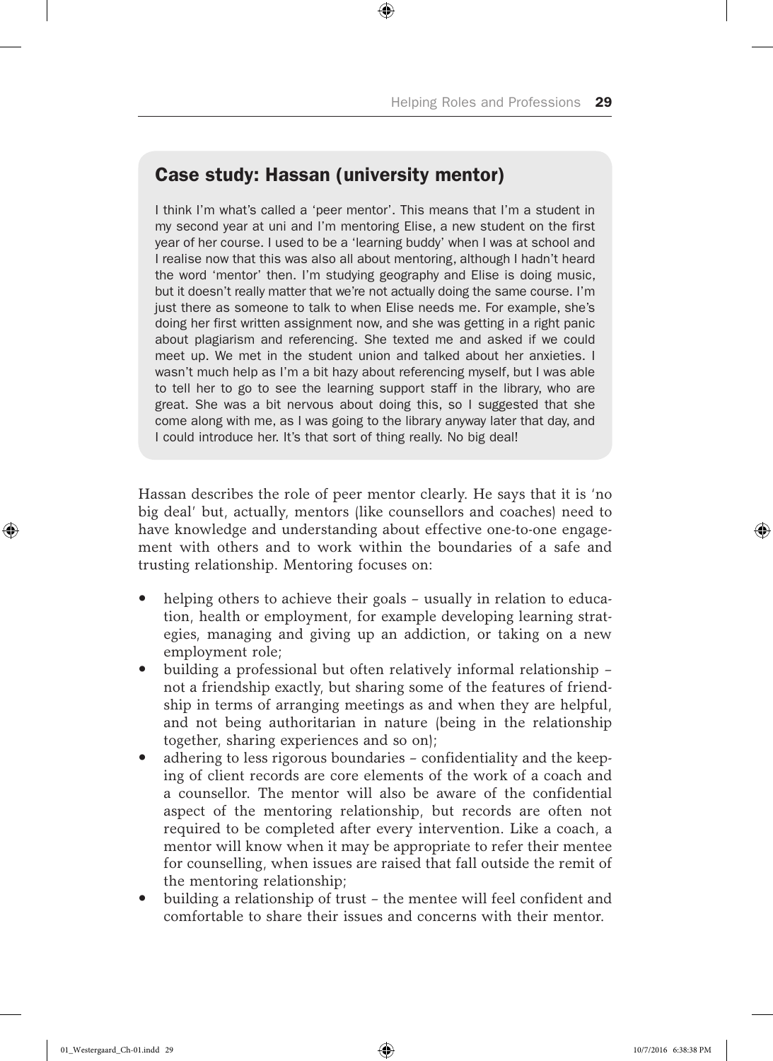## Case study: Hassan (university mentor)

I think I'm what's called a 'peer mentor'. This means that I'm a student in my second year at uni and I'm mentoring Elise, a new student on the first year of her course. I used to be a 'learning buddy' when I was at school and I realise now that this was also all about mentoring, although I hadn't heard the word 'mentor' then. I'm studying geography and Elise is doing music, but it doesn't really matter that we're not actually doing the same course. I'm just there as someone to talk to when Elise needs me. For example, she's doing her first written assignment now, and she was getting in a right panic about plagiarism and referencing. She texted me and asked if we could meet up. We met in the student union and talked about her anxieties. I wasn't much help as I'm a bit hazy about referencing myself, but I was able to tell her to go to see the learning support staff in the library, who are great. She was a bit nervous about doing this, so I suggested that she come along with me, as I was going to the library anyway later that day, and I could introduce her. It's that sort of thing really. No big deal!

Hassan describes the role of peer mentor clearly. He says that it is 'no big deal' but, actually, mentors (like counsellors and coaches) need to have knowledge and understanding about effective one-to-one engagement with others and to work within the boundaries of a safe and trusting relationship. Mentoring focuses on:

- helping others to achieve their goals – usually in relation to education, health or employment, for example developing learning strategies, managing and giving up an addiction, or taking on a new employment role;
- building a professional but often relatively informal relationship – not a friendship exactly, but sharing some of the features of friendship in terms of arranging meetings as and when they are helpful, and not being authoritarian in nature (being in the relationship together, sharing experiences and so on);
- adhering to less rigorous boundaries – confidentiality and the keeping of client records are core elements of the work of a coach and a counsellor. The mentor will also be aware of the confidential aspect of the mentoring relationship, but records are often not required to be completed after every intervention. Like a coach, a mentor will know when it may be appropriate to refer their mentee for counselling, when issues are raised that fall outside the remit of the mentoring relationship;
- building a relationship of trust – the mentee will feel confident and comfortable to share their issues and concerns with their mentor.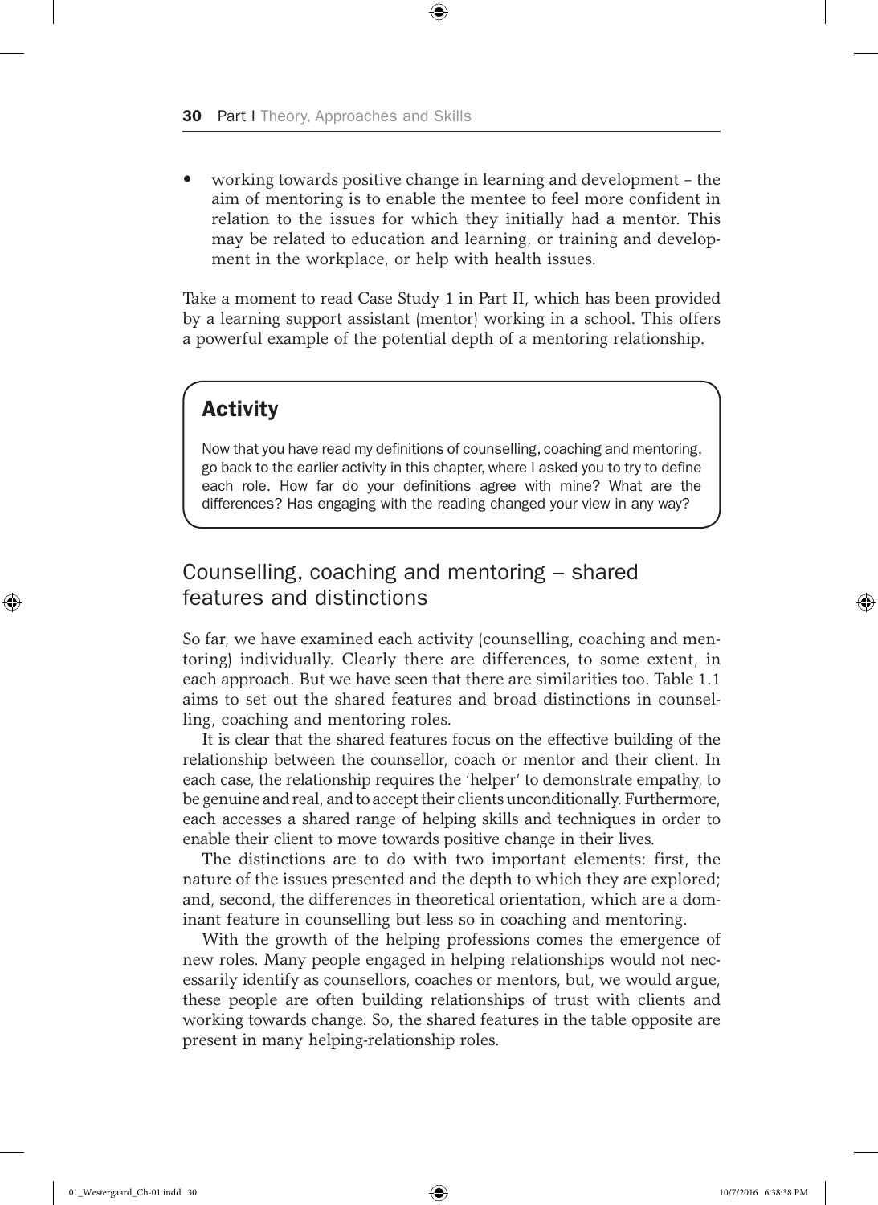- working towards positive change in learning and development – the aim of mentoring is to enable the mentee to feel more confident in relation to the issues for which they initially had a mentor. This may be related to education and learning, or training and development in the workplace, or help with health issues.

Take a moment to read Case Study 1 in Part II, which has been provided by a learning support assistant (mentor) working in a school. This offers a powerful example of the potential depth of a mentoring relationship.

> ### Activity
>
> Now that you have read my definitions of counselling, coaching and mentoring, go back to the earlier activity in this chapter, where I asked you to try to define each role. How far do your definitions agree with mine? What are the differences? Has engaging with the reading changed your view in any way?

## Counselling, coaching and mentoring – shared features and distinctions

So far, we have examined each activity (counselling, coaching and mentoring) individually. Clearly there are differences, to some extent, in each approach. But we have seen that there are similarities too. Table 1.1 aims to set out the shared features and broad distinctions in counselling, coaching and mentoring roles.

It is clear that the shared features focus on the effective building of the relationship between the counsellor, coach or mentor and their client. In each case, the relationship requires the 'helper' to demonstrate empathy, to be genuine and real, and to accept their clients unconditionally. Furthermore, each accesses a shared range of helping skills and techniques in order to enable their client to move towards positive change in their lives.

The distinctions are to do with two important elements: first, the nature of the issues presented and the depth to which they are explored; and, second, the differences in theoretical orientation, which are a dominant feature in counselling but less so in coaching and mentoring.

With the growth of the helping professions comes the emergence of new roles. Many people engaged in helping relationships would not necessarily identify as counsellors, coaches or mentors, but, we would argue, these people are often building relationships of trust with clients and working towards change. So, the shared features in the table opposite are present in many helping-relationship roles.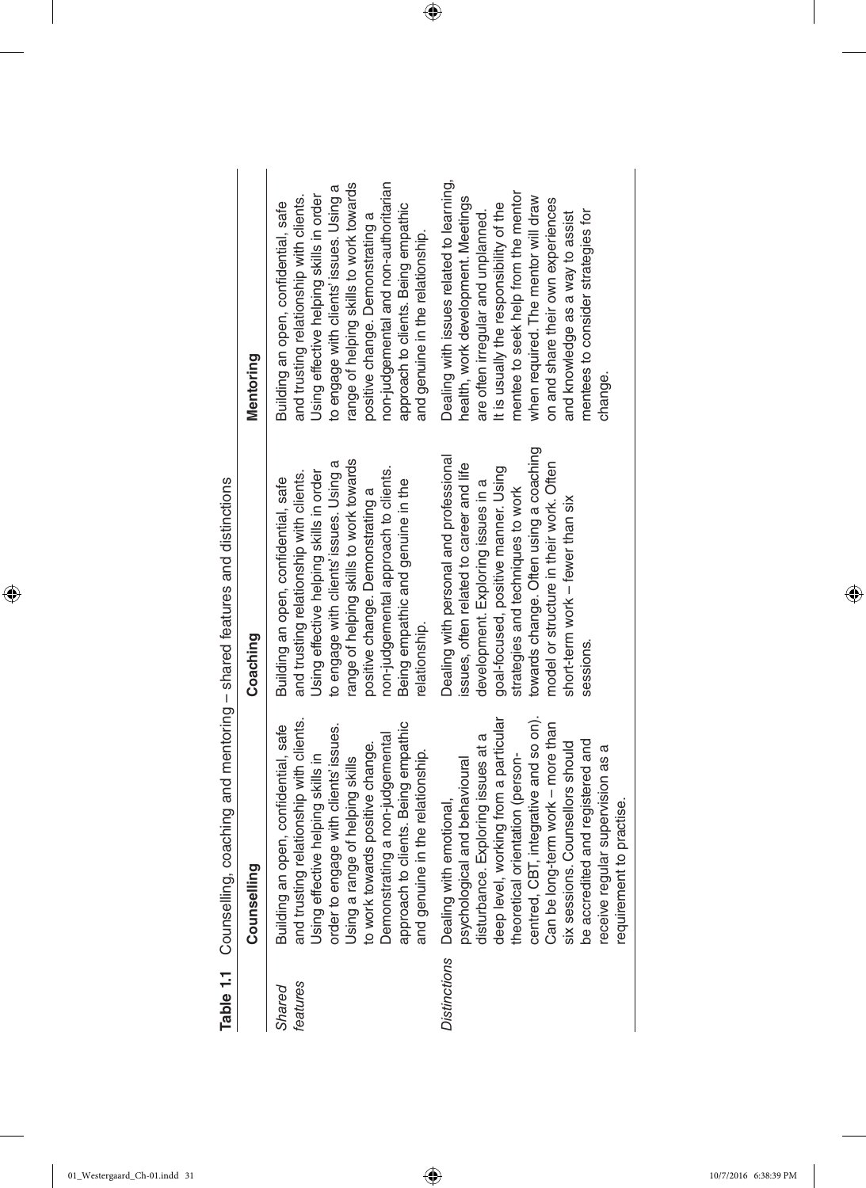**Table 1.1** Counselling, coaching and mentoring – shared features and distinctions

| | Counselling | Coaching | Mentoring |
|---|---|---|---|
| *Shared features* | Building an open, confidential, safe and trusting relationship with clients. Using effective helping skills in order to engage with clients' issues. Using a range of helping skills to work towards positive change. Demonstrating a non-judgemental approach to clients. Being empathic and genuine in the relationship. | Building an open, confidential, safe and trusting relationship with clients. Using effective helping skills in order to engage with clients' issues. Using a range of helping skills to work towards positive change. Demonstrating a non-judgemental approach to clients. Being empathic and genuine in the relationship. | Building an open, confidential, safe and trusting relationship with clients. Using effective helping skills in order to engage with clients' issues. Using a range of helping skills to work towards positive change. Demonstrating a non-judgemental and non-authoritarian approach to clients. Being empathic and genuine in the relationship. |
| *Distinctions* | Dealing with emotional, psychological and behavioural disturbance. Exploring issues at a deep level, working from a particular theoretical orientation (person-centred, CBT, integrative and so on). Can be long-term work – more than six sessions. Counsellors should be accredited and registered and receive regular supervision as a requirement to practise. | Dealing with personal and professional issues, often related to career and life development. Exploring issues in a goal-focused, positive manner. Using strategies and techniques to work towards change. Often using a coaching model or structure in their work. Often short-term work – fewer than six sessions. | Dealing with issues related to learning, health, work development. Meetings are often irregular and unplanned. It is usually the responsibility of the mentee to seek help from the mentor when required. The mentor will draw on and share their own experiences and knowledge as a way to assist mentees to consider strategies for change. |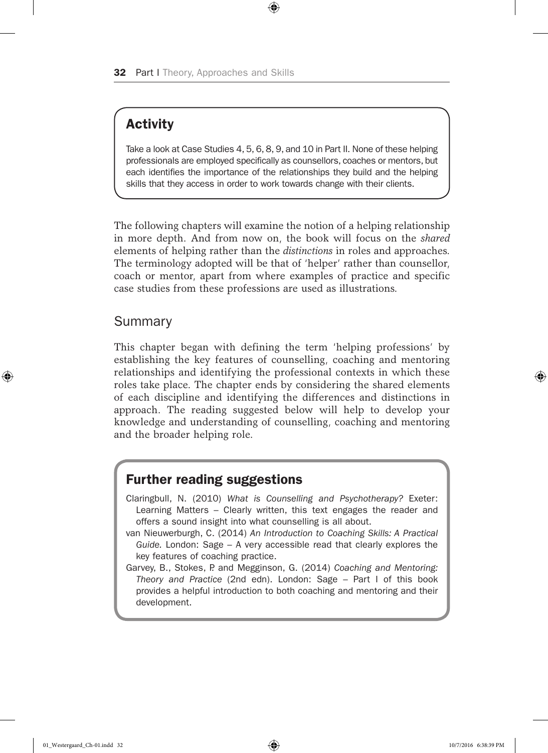## Activity

Take a look at Case Studies 4, 5, 6, 8, 9, and 10 in Part II. None of these helping professionals are employed specifically as counsellors, coaches or mentors, but each identifies the importance of the relationships they build and the helping skills that they access in order to work towards change with their clients.

The following chapters will examine the notion of a helping relationship in more depth. And from now on, the book will focus on the *shared* elements of helping rather than the *distinctions* in roles and approaches. The terminology adopted will be that of 'helper' rather than counsellor, coach or mentor, apart from where examples of practice and specific case studies from these professions are used as illustrations.

## Summary

This chapter began with defining the term 'helping professions' by establishing the key features of counselling, coaching and mentoring relationships and identifying the professional contexts in which these roles take place. The chapter ends by considering the shared elements of each discipline and identifying the differences and distinctions in approach. The reading suggested below will help to develop your knowledge and understanding of counselling, coaching and mentoring and the broader helping role.

## Further reading suggestions

Claringbull, N. (2010) *What is Counselling and Psychotherapy?* Exeter: Learning Matters – Clearly written, this text engages the reader and offers a sound insight into what counselling is all about.

van Nieuwerburgh, C. (2014) *An Introduction to Coaching Skills: A Practical Guide.* London: Sage – A very accessible read that clearly explores the key features of coaching practice.

Garvey, B., Stokes, P. and Megginson, G. (2014) *Coaching and Mentoring: Theory and Practice* (2nd edn). London: Sage – Part I of this book provides a helpful introduction to both coaching and mentoring and their development.